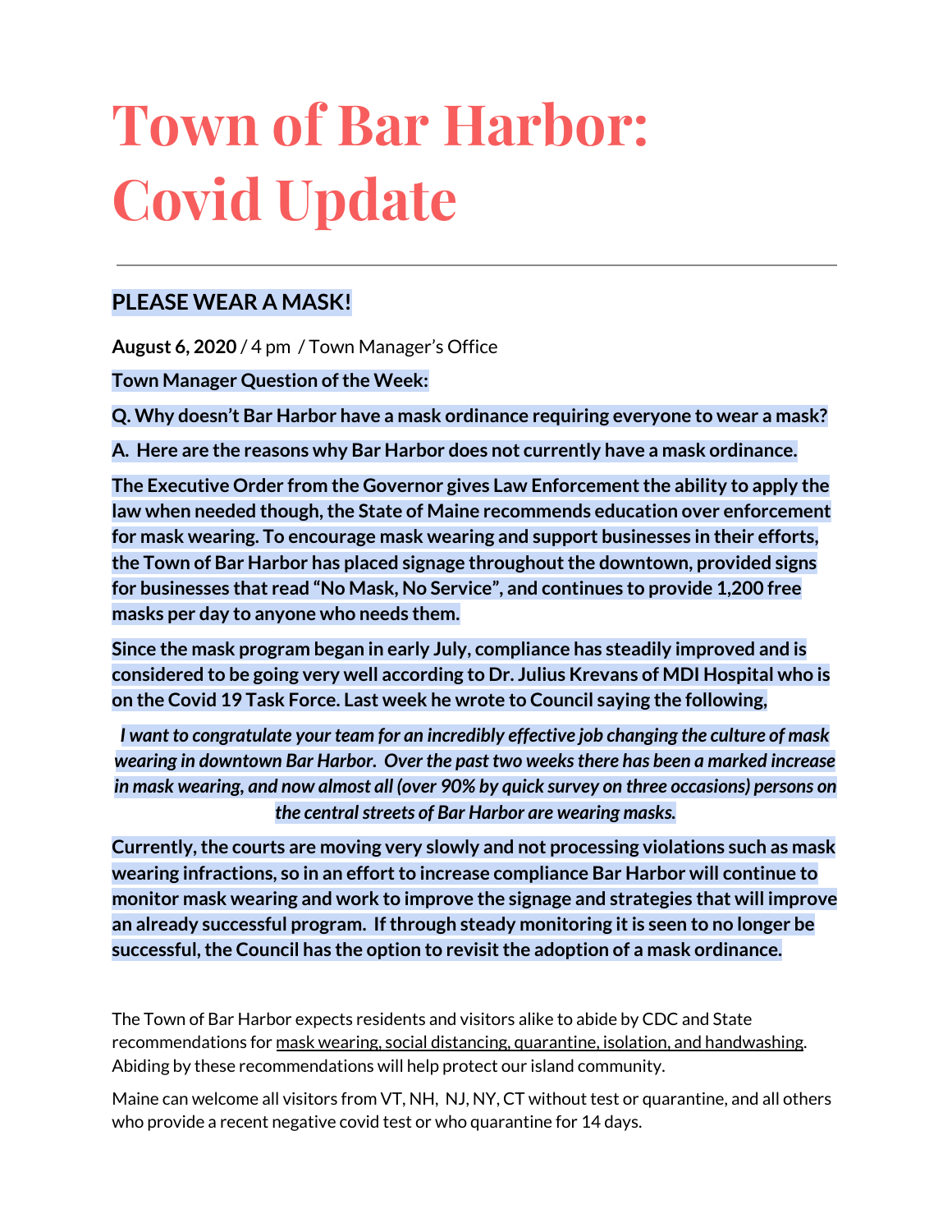# Town of Bar Harbor: Covid Update

## PLEASE WEAR A MASK!

**August 6, 2020** / 4 pm / Town Manager's Office

**Town Manager Question of the Week:**

**Q. Why doesn't Bar Harbor have a mask ordinance requiring everyone to wear a mask?**

**A. Here are the reasons why Bar Harbor does not currently have a mask ordinance.**

**The Executive Order from the Governor gives Law Enforcement the ability to apply the law when needed though, the State of Maine recommends education over enforcement for mask wearing. To encourage mask wearing and support businesses in their efforts, the Town of Bar Harbor has placed signage throughout the downtown, provided signs for businesses that read "No Mask, No Service", and continues to provide 1,200 free masks per day to anyone who needs them.**

**Since the mask program began in early July, compliance has steadily improved and is considered to be going very well according to Dr. Julius Krevans of MDI Hospital who is on the Covid 19 Task Force. Last week he wrote to Council saying the following,**

***I want to congratulate your team for an incredibly effective job changing the culture of mask wearing in downtown Bar Harbor. Over the past two weeks there has been a marked increase in mask wearing, and now almost all (over 90% by quick survey on three occasions) persons on the central streets of Bar Harbor are wearing masks.***

**Currently, the courts are moving very slowly and not processing violations such as mask wearing infractions, so in an effort to increase compliance Bar Harbor will continue to monitor mask wearing and work to improve the signage and strategies that will improve an already successful program. If through steady monitoring it is seen to no longer be successful, the Council has the option to revisit the adoption of a mask ordinance.**

The Town of Bar Harbor expects residents and visitors alike to abide by CDC and State recommendations for mask wearing, social distancing, quarantine, isolation, and handwashing. Abiding by these recommendations will help protect our island community.

Maine can welcome all visitors from VT, NH, NJ, NY, CT without test or quarantine, and all others who provide a recent negative covid test or who quarantine for 14 days.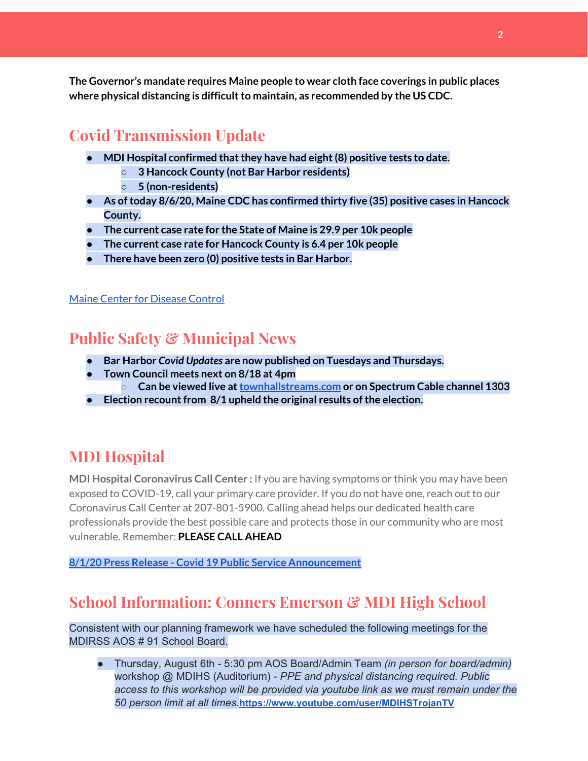**The Governor's mandate requires Maine people to wear cloth face coverings in public places where physical distancing is difficult to maintain, as recommended by the US CDC.**

## Covid Transmission Update

- **MDI Hospital confirmed that they have had eight (8) positive tests to date.**
  - **3 Hancock County (not Bar Harbor residents)**
  - **5 (non-residents)**
- **As of today 8/6/20, Maine CDC has confirmed thirty five (35) positive cases in Hancock County.**
- **The current case rate for the State of Maine is 29.9 per 10k people**
- **The current case rate for Hancock County is 6.4 per 10k people**
- **There have been zero (0) positive tests in Bar Harbor.**

[Maine Center for Disease Control]()

## Public Safety & Municipal News

- **Bar Harbor *Covid Updates* are now published on Tuesdays and Thursdays.**
- **Town Council meets next on 8/18 at 4pm**
  - **Can be viewed live at [townhallstreams.com]() or on Spectrum Cable channel 1303**
- **Election recount from 8/1 upheld the original results of the election.**

## MDI Hospital

**MDI Hospital Coronavirus Call Center :** If you are having symptoms or think you may have been exposed to COVID-19, call your primary care provider. If you do not have one, reach out to our Coronavirus Call Center at 207-801-5900. Calling ahead helps our dedicated health care professionals provide the best possible care and protects those in our community who are most vulnerable. Remember: **PLEASE CALL AHEAD**

**[8/1/20 Press Release - Covid 19 Public Service Announcement]()**

## School Information: Conners Emerson & MDI High School

Consistent with our planning framework we have scheduled the following meetings for the MDIRSS AOS # 91 School Board.

- Thursday, August 6th - 5:30 pm AOS Board/Admin Team *(in person for board/admin)* workshop @ MDIHS (Auditorium) - *PPE and physical distancing required. Public access to this workshop will be provided via youtube link as we must remain under the 50 person limit at all times.***[https://www.youtube.com/user/MDIHSTrojanTV](https://www.youtube.com/user/MDIHSTrojanTV)**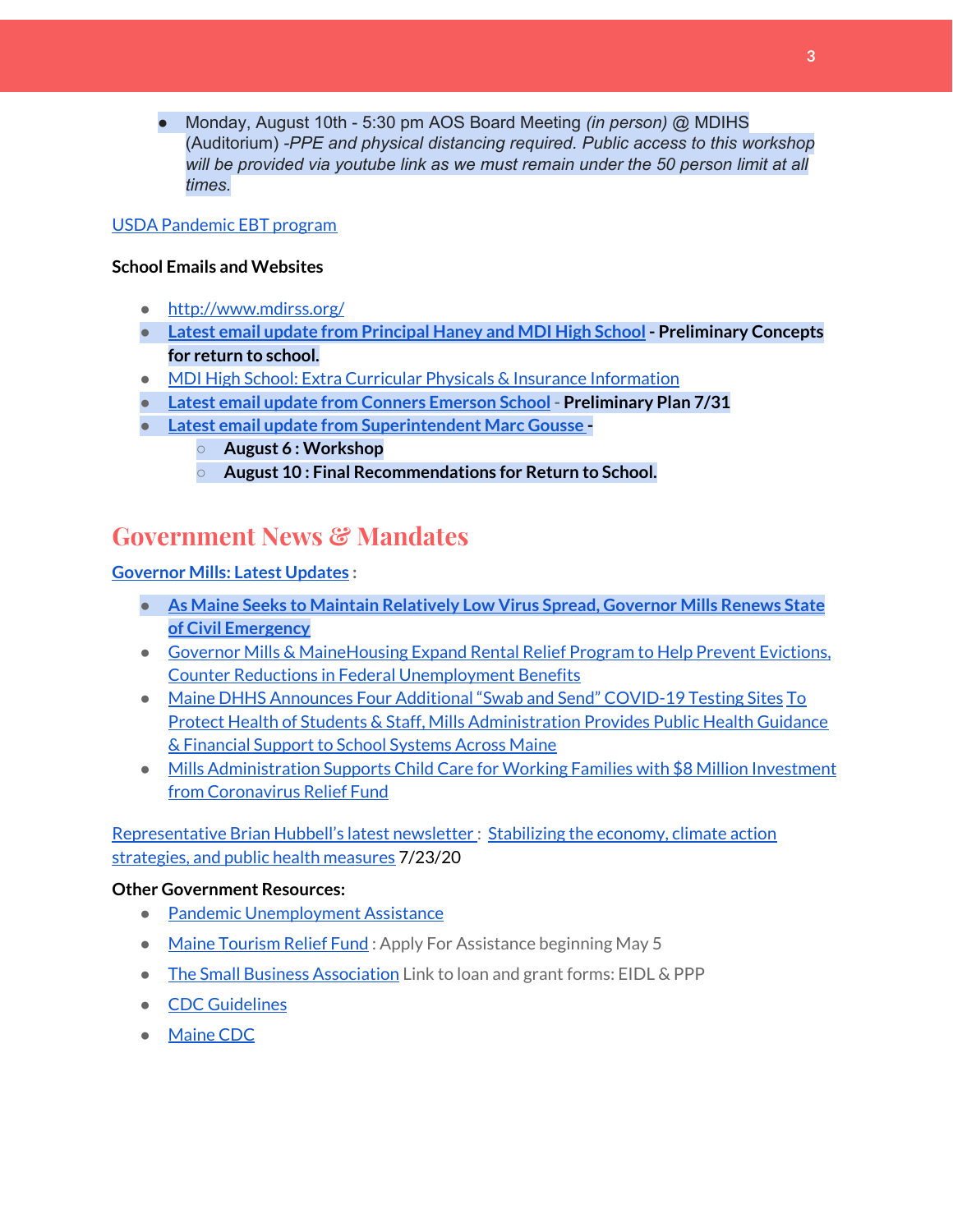- Monday, August 10th - 5:30 pm AOS Board Meeting *(in person)* @ MDIHS (Auditorium) -*PPE and physical distancing required. Public access to this workshop will be provided via youtube link as we must remain under the 50 person limit at all times.*

USDA Pandemic EBT program

**School Emails and Websites**

- http://www.mdirss.org/
- **Latest email update from Principal Haney and MDI High School - Preliminary Concepts for return to school.**
- MDI High School: Extra Curricular Physicals & Insurance Information
- **Latest email update from Conners Emerson School - Preliminary Plan 7/31**
- **Latest email update from Superintendent Marc Gousse -**
  - **August 6 : Workshop**
  - **August 10 : Final Recommendations for Return to School.**

## Government News & Mandates

**Governor Mills: Latest Updates :**

- **As Maine Seeks to Maintain Relatively Low Virus Spread, Governor Mills Renews State of Civil Emergency**
- Governor Mills & MaineHousing Expand Rental Relief Program to Help Prevent Evictions, Counter Reductions in Federal Unemployment Benefits
- Maine DHHS Announces Four Additional "Swab and Send" COVID-19 Testing Sites To Protect Health of Students & Staff, Mills Administration Provides Public Health Guidance & Financial Support to School Systems Across Maine
- Mills Administration Supports Child Care for Working Families with $8 Million Investment from Coronavirus Relief Fund

Representative Brian Hubbell's latest newsletter : Stabilizing the economy, climate action strategies, and public health measures 7/23/20

**Other Government Resources:**

- Pandemic Unemployment Assistance
- Maine Tourism Relief Fund : Apply For Assistance beginning May 5
- The Small Business Association Link to loan and grant forms: EIDL & PPP
- CDC Guidelines
- Maine CDC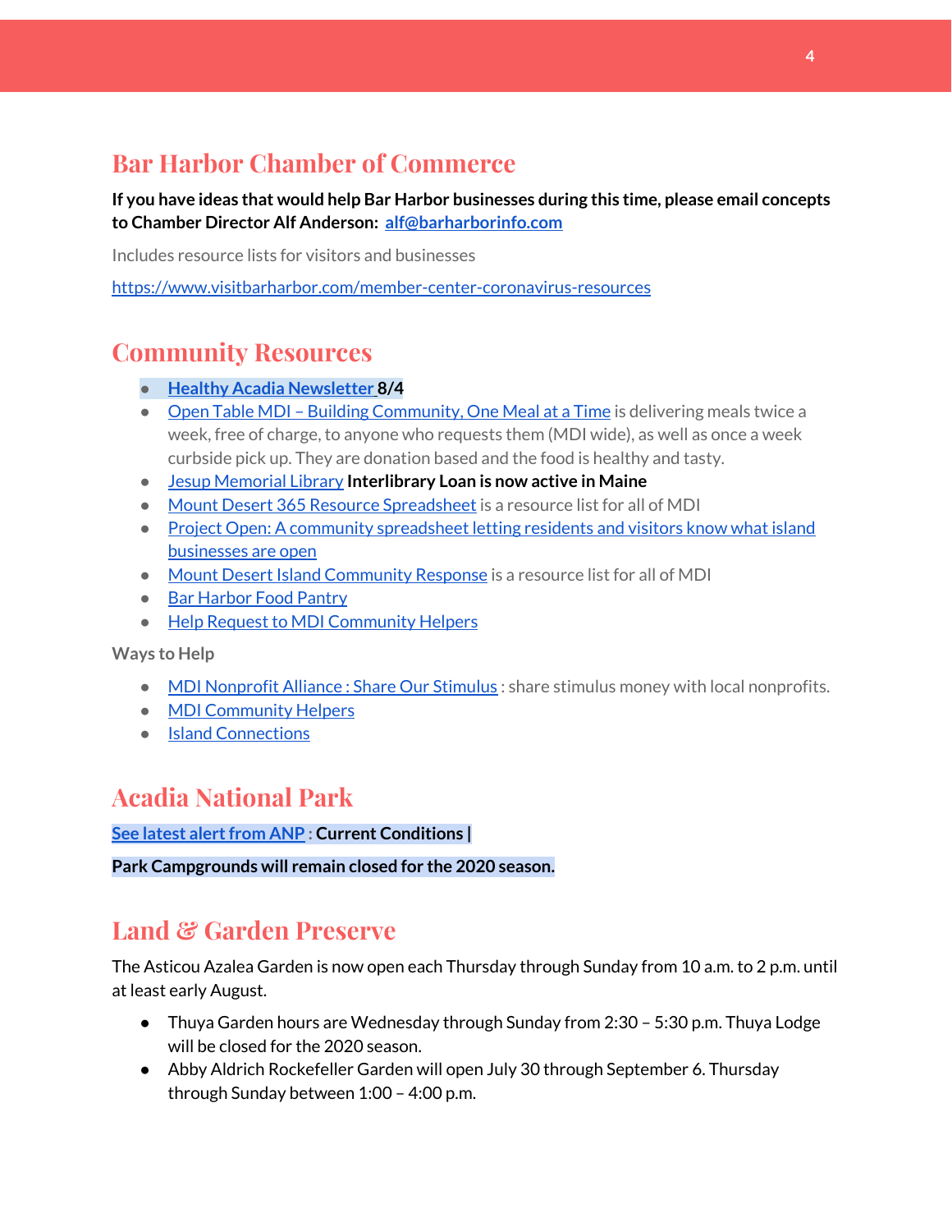## Bar Harbor Chamber of Commerce

**If you have ideas that would help Bar Harbor businesses during this time, please email concepts to Chamber Director Alf Anderson: alf@barharborinfo.com**

Includes resource lists for visitors and businesses

https://www.visitbarharbor.com/member-center-coronavirus-resources

## Community Resources

- **Healthy Acadia Newsletter 8/4**
- Open Table MDI – Building Community, One Meal at a Time is delivering meals twice a week, free of charge, to anyone who requests them (MDI wide), as well as once a week curbside pick up. They are donation based and the food is healthy and tasty.
- Jesup Memorial Library **Interlibrary Loan is now active in Maine**
- Mount Desert 365 Resource Spreadsheet is a resource list for all of MDI
- Project Open: A community spreadsheet letting residents and visitors know what island businesses are open
- Mount Desert Island Community Response is a resource list for all of MDI
- Bar Harbor Food Pantry
- Help Request to MDI Community Helpers

Ways to Help

- MDI Nonprofit Alliance : Share Our Stimulus : share stimulus money with local nonprofits.
- MDI Community Helpers
- Island Connections

## Acadia National Park

**See latest alert from ANP : Current Conditions |**

**Park Campgrounds will remain closed for the 2020 season.**

## Land & Garden Preserve

The Asticou Azalea Garden is now open each Thursday through Sunday from 10 a.m. to 2 p.m. until at least early August.

- Thuya Garden hours are Wednesday through Sunday from 2:30 – 5:30 p.m. Thuya Lodge will be closed for the 2020 season.
- Abby Aldrich Rockefeller Garden will open July 30 through September 6. Thursday through Sunday between 1:00 – 4:00 p.m.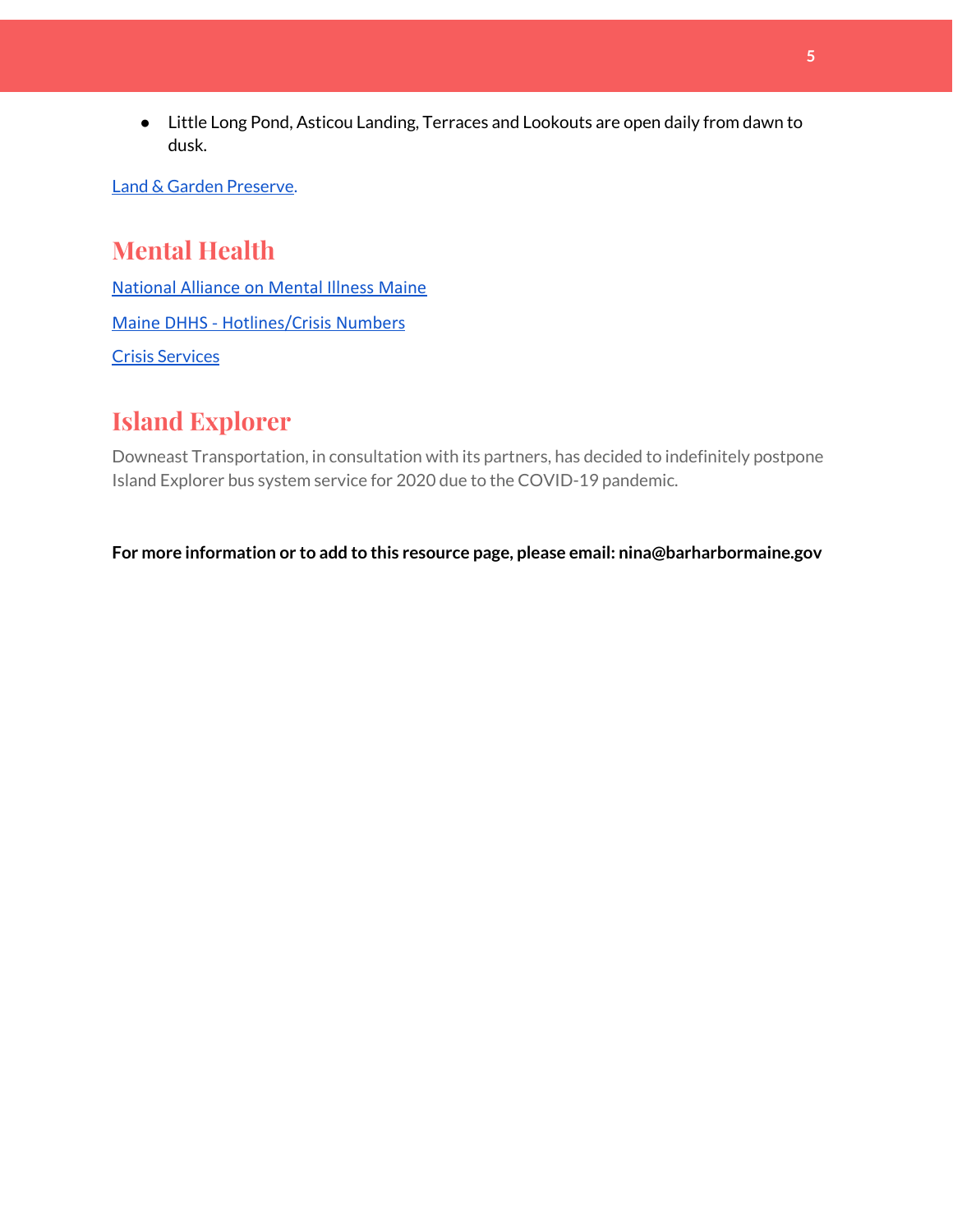- Little Long Pond, Asticou Landing, Terraces and Lookouts are open daily from dawn to dusk.

Land & Garden Preserve.

## Mental Health

National Alliance on Mental Illness Maine

Maine DHHS - Hotlines/Crisis Numbers

Crisis Services

## Island Explorer

Downeast Transportation, in consultation with its partners, has decided to indefinitely postpone Island Explorer bus system service for 2020 due to the COVID-19 pandemic.

**For more information or to add to this resource page, please email: nina@barharbormaine.gov**